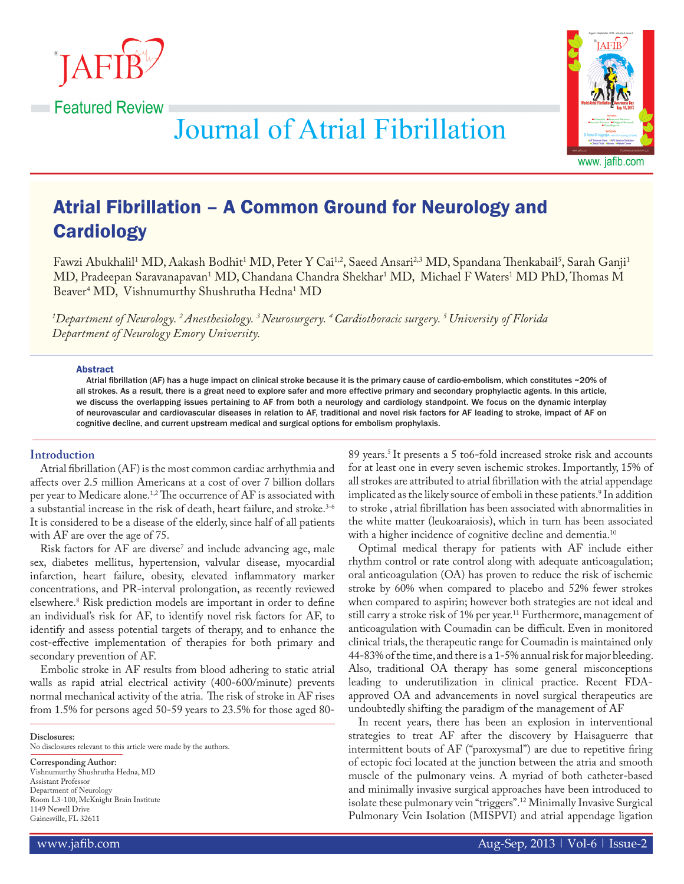Featured Review

# Atrial Fibrillation – A Common Ground for Neurology and Cardiology

Fawzi Abukhalil[1] MD, Aakash Bodhit[1] MD, Peter Y Cai[1,2], Saeed Ansari[2,3] MD, Spandana Thenkabail[5], Sarah Ganji[1] MD, Pradeepan Saravanapavan[1] MD, Chandana Chandra Shekhar[1] MD, Michael F Waters[1] MD PhD, Thomas M Beaver[4] MD, Vishnumurthy Shushrutha Hedna[1] MD

*[1]Department of Neurology. [2]Anesthesiology. [3]Neurosurgery. [4]Cardiothoracic surgery. [5]University of Florida Department of Neurology Emory University.*

### Abstract

Atrial fibrillation (AF) has a huge impact on clinical stroke because it is the primary cause of cardio-embolism, which constitutes ~20% of all strokes. As a result, there is a great need to explore safer and more effective primary and secondary prophylactic agents. In this article, we discuss the overlapping issues pertaining to AF from both a neurology and cardiology standpoint. We focus on the dynamic interplay of neurovascular and cardiovascular diseases in relation to AF, traditional and novel risk factors for AF leading to stroke, impact of AF on cognitive decline, and current upstream medical and surgical options for embolism prophylaxis.

## Introduction

Atrial fibrillation (AF) is the most common cardiac arrhythmia and affects over 2.5 million Americans at a cost of over 7 billion dollars per year to Medicare alone.[1,2] The occurrence of AF is associated with a substantial increase in the risk of death, heart failure, and stroke.[3-6] It is considered to be a disease of the elderly, since half of all patients with AF are over the age of 75.

Risk factors for AF are diverse[7] and include advancing age, male sex, diabetes mellitus, hypertension, valvular disease, myocardial infarction, heart failure, obesity, elevated inflammatory marker concentrations, and PR-interval prolongation, as recently reviewed elsewhere.[8] Risk prediction models are important in order to define an individual's risk for AF, to identify novel risk factors for AF, to identify and assess potential targets of therapy, and to enhance the cost-effective implementation of therapies for both primary and secondary prevention of AF.

Embolic stroke in AF results from blood adhering to static atrial walls as rapid atrial electrical activity (400-600/minute) prevents normal mechanical activity of the atria. The risk of stroke in AF rises from 1.5% for persons aged 50-59 years to 23.5% for those aged 80-89 years.[5] It presents a 5 to6-fold increased stroke risk and accounts for at least one in every seven ischemic strokes. Importantly, 15% of all strokes are attributed to atrial fibrillation with the atrial appendage implicated as the likely source of emboli in these patients.[9] In addition to stroke , atrial fibrillation has been associated with abnormalities in the white matter (leukoaraiosis), which in turn has been associated with a higher incidence of cognitive decline and dementia.[10]

Optimal medical therapy for patients with AF include either rhythm control or rate control along with adequate anticoagulation; oral anticoagulation (OA) has proven to reduce the risk of ischemic stroke by 60% when compared to placebo and 52% fewer strokes when compared to aspirin; however both strategies are not ideal and still carry a stroke risk of 1% per year.[11] Furthermore, management of anticoagulation with Coumadin can be difficult. Even in monitored clinical trials, the therapeutic range for Coumadin is maintained only 44-83% of the time, and there is a 1-5% annual risk for major bleeding. Also, traditional OA therapy has some general misconceptions leading to underutilization in clinical practice. Recent FDA-approved OA and advancements in novel surgical therapeutics are undoubtedly shifting the paradigm of the management of AF

In recent years, there has been an explosion in interventional strategies to treat AF after the discovery by Haisaguerre that intermittent bouts of AF ("paroxysmal") are due to repetitive firing of ectopic foci located at the junction between the atria and smooth muscle of the pulmonary veins. A myriad of both catheter-based and minimally invasive surgical approaches have been introduced to isolate these pulmonary vein "triggers".[12] Minimally Invasive Surgical Pulmonary Vein Isolation (MISPVI) and atrial appendage ligation

**Disclosures:**
No disclosures relevant to this article were made by the authors.

**Corresponding Author:**
Vishnumurthy Shushrutha Hedna, MD
Assistant Professor
Department of Neurology
Room L3-100, McKnight Brain Institute
1149 Newell Drive
Gainesville, FL 32611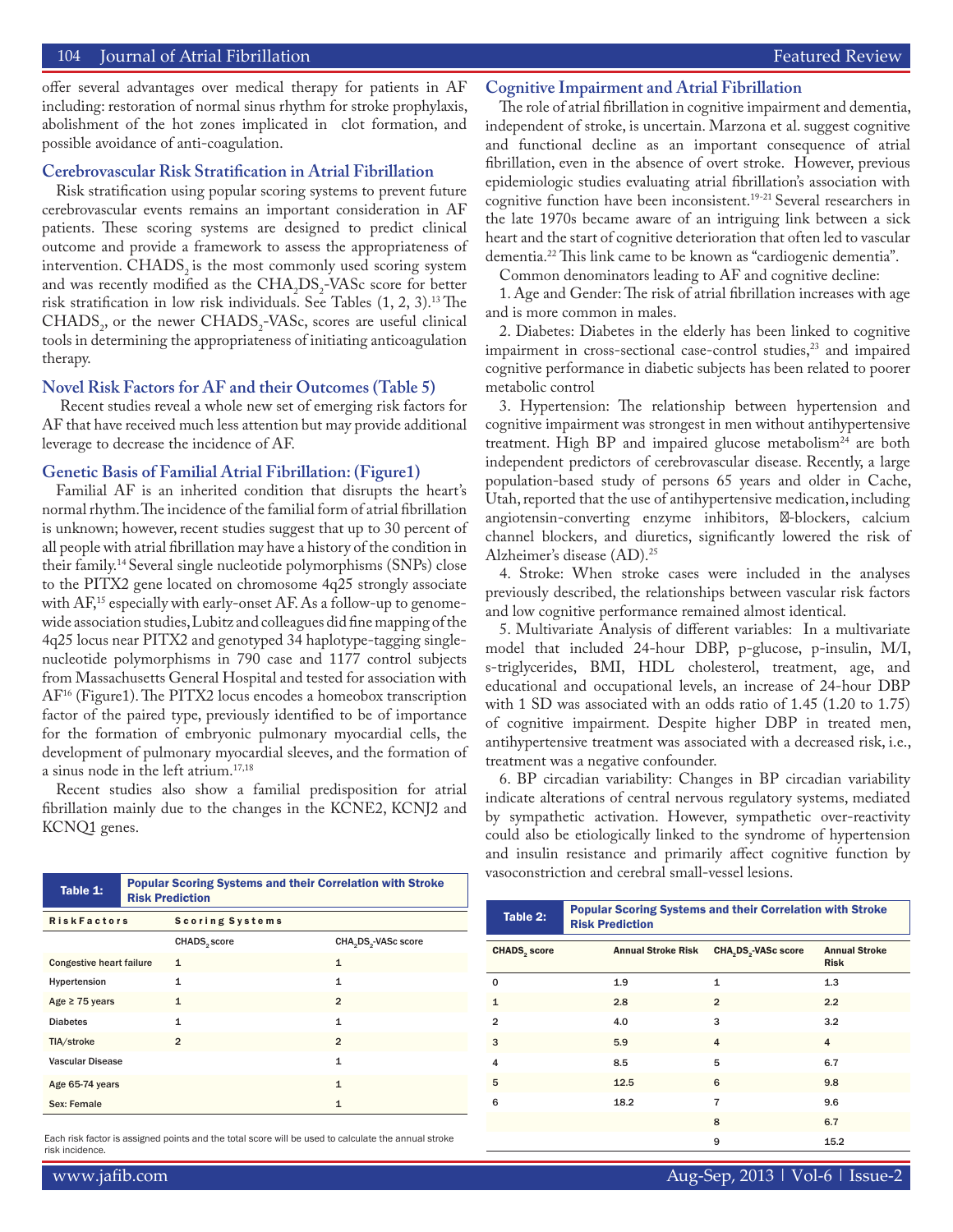offer several advantages over medical therapy for patients in AF including: restoration of normal sinus rhythm for stroke prophylaxis, abolishment of the hot zones implicated in clot formation, and possible avoidance of anti-coagulation.

### Cerebrovascular Risk Stratification in Atrial Fibrillation

Risk stratification using popular scoring systems to prevent future cerebrovascular events remains an important consideration in AF patients. These scoring systems are designed to predict clinical outcome and provide a framework to assess the appropriateness of intervention. $CHADS_2$ is the most commonly used scoring system and was recently modified as the $CHA_2DS_2$-VASc score for better risk stratification in low risk individuals. See Tables (1, 2, 3).[13] The $CHADS_2$, or the newer $CHADS_2$-VASc, scores are useful clinical tools in determining the appropriateness of initiating anticoagulation therapy.

### Novel Risk Factors for AF and their Outcomes (Table 5)

Recent studies reveal a whole new set of emerging risk factors for AF that have received much less attention but may provide additional leverage to decrease the incidence of AF.

### Genetic Basis of Familial Atrial Fibrillation: (Figure1)

Familial AF is an inherited condition that disrupts the heart's normal rhythm. The incidence of the familial form of atrial fibrillation is unknown; however, recent studies suggest that up to 30 percent of all people with atrial fibrillation may have a history of the condition in their family.[14] Several single nucleotide polymorphisms (SNPs) close to the PITX2 gene located on chromosome 4q25 strongly associate with AF,[15] especially with early-onset AF. As a follow-up to genome-wide association studies, Lubitz and colleagues did fine mapping of the 4q25 locus near PITX2 and genotyped 34 haplotype-tagging single-nucleotide polymorphisms in 790 case and 1177 control subjects from Massachusetts General Hospital and tested for association with AF[16] (Figure1). The PITX2 locus encodes a homeobox transcription factor of the paired type, previously identified to be of importance for the formation of embryonic pulmonary myocardial cells, the development of pulmonary myocardial sleeves, and the formation of a sinus node in the left atrium.[17,18]

Recent studies also show a familial predisposition for atrial fibrillation mainly due to the changes in the KCNE2, KCNJ2 and KCNQ1 genes.

**Table 1: Popular Scoring Systems and their Correlation with Stroke Risk Prediction**

| Risk Factors | Scoring Systems | |
|---|---|---|
| | $CHADS_2$ score | $CHA_2DS_2$-VASc score |
| Congestive heart failure | 1 | 1 |
| Hypertension | 1 | 1 |
| Age ≥ 75 years | 1 | 2 |
| Diabetes | 1 | 1 |
| TIA/stroke | 2 | 2 |
| Vascular Disease | | 1 |
| Age 65-74 years | | 1 |
| Sex: Female | | 1 |

Each risk factor is assigned points and the total score will be used to calculate the annual stroke risk incidence.

### Cognitive Impairment and Atrial Fibrillation

The role of atrial fibrillation in cognitive impairment and dementia, independent of stroke, is uncertain. Marzona et al. suggest cognitive and functional decline as an important consequence of atrial fibrillation, even in the absence of overt stroke. However, previous epidemiologic studies evaluating atrial fibrillation's association with cognitive function have been inconsistent.[19-21] Several researchers in the late 1970s became aware of an intriguing link between a sick heart and the start of cognitive deterioration that often led to vascular dementia.[22] This link came to be known as "cardiogenic dementia".

Common denominators leading to AF and cognitive decline:

1. Age and Gender: The risk of atrial fibrillation increases with age and is more common in males.

2. Diabetes: Diabetes in the elderly has been linked to cognitive impairment in cross-sectional case-control studies,[23] and impaired cognitive performance in diabetic subjects has been related to poorer metabolic control

3. Hypertension: The relationship between hypertension and cognitive impairment was strongest in men without antihypertensive treatment. High BP and impaired glucose metabolism[24] are both independent predictors of cerebrovascular disease. Recently, a large population-based study of persons 65 years and older in Cache, Utah, reported that the use of antihypertensive medication, including angiotensin-converting enzyme inhibitors, β-blockers, calcium channel blockers, and diuretics, significantly lowered the risk of Alzheimer's disease (AD).[25]

4. Stroke: When stroke cases were included in the analyses previously described, the relationships between vascular risk factors and low cognitive performance remained almost identical.

5. Multivariate Analysis of different variables: In a multivariate model that included 24-hour DBP, p-glucose, p-insulin, M/I, s-triglycerides, BMI, HDL cholesterol, treatment, age, and educational and occupational levels, an increase of 24-hour DBP with 1 SD was associated with an odds ratio of 1.45 (1.20 to 1.75) of cognitive impairment. Despite higher DBP in treated men, antihypertensive treatment was associated with a decreased risk, i.e., treatment was a negative confounder.

6. BP circadian variability: Changes in BP circadian variability indicate alterations of central nervous regulatory systems, mediated by sympathetic activation. However, sympathetic over-reactivity could also be etiologically linked to the syndrome of hypertension and insulin resistance and primarily affect cognitive function by vasoconstriction and cerebral small-vessel lesions.

**Table 2: Popular Scoring Systems and their Correlation with Stroke Risk Prediction**

| $CHADS_2$ score | Annual Stroke Risk | $CHA_2DS_2$-VASc score | Annual Stroke Risk |
|---|---|---|---|
| 0 | 1.9 | 1 | 1.3 |
| 1 | 2.8 | 2 | 2.2 |
| 2 | 4.0 | 3 | 3.2 |
| 3 | 5.9 | 4 | 4 |
| 4 | 8.5 | 5 | 6.7 |
| 5 | 12.5 | 6 | 9.8 |
| 6 | 18.2 | 7 | 9.6 |
| | | 8 | 6.7 |
| | | 9 | 15.2 |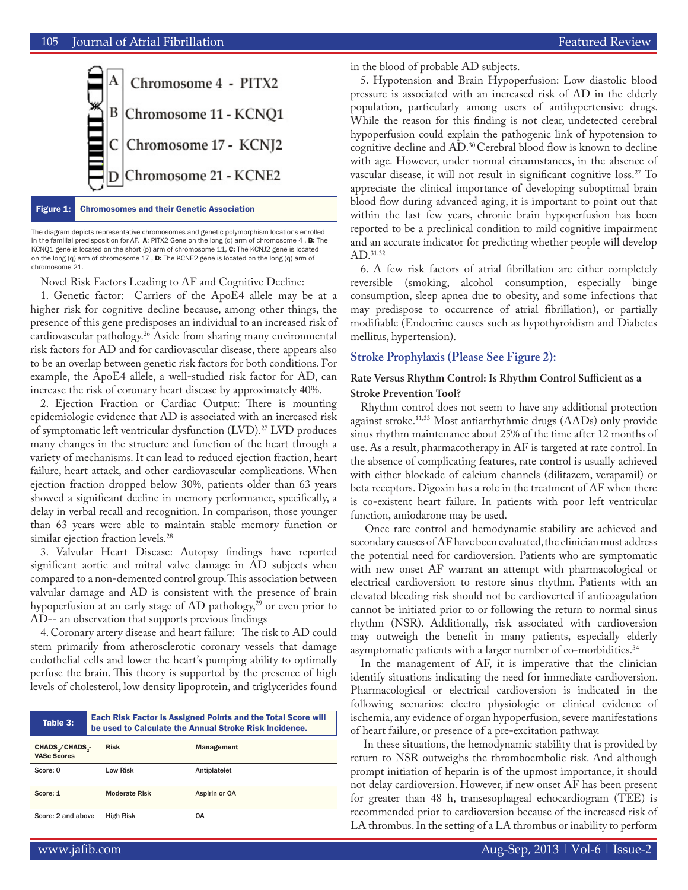A Chromosome 4 - PITX2

B Chromosome 11 - KCNQ1

C Chromosome 17 - KCNJ2

D Chromosome 21 - KCNE2

**Figure 1: Chromosomes and their Genetic Association**

The diagram depicts representative chromosomes and genetic polymorphism locations enrolled in the familial predisposition for AF. **A**: PITX2 Gene on the long (q) arm of chromosome 4 , **B:** The KCNQ1 gene is located on the short (p) arm of chromosome 11, **C:** The KCNJ2 gene is located on the long (q) arm of chromosome 17 , **D:** The KCNE2 gene is located on the long (q) arm of chromosome 21.

Novel Risk Factors Leading to AF and Cognitive Decline:

1. Genetic factor: Carriers of the ApoE4 allele may be at a higher risk for cognitive decline because, among other things, the presence of this gene predisposes an individual to an increased risk of cardiovascular pathology.[26] Aside from sharing many environmental risk factors for AD and for cardiovascular disease, there appears also to be an overlap between genetic risk factors for both conditions. For example, the ApoE4 allele, a well-studied risk factor for AD, can increase the risk of coronary heart disease by approximately 40%.

2. Ejection Fraction or Cardiac Output: There is mounting epidemiologic evidence that AD is associated with an increased risk of symptomatic left ventricular dysfunction (LVD).[27] LVD produces many changes in the structure and function of the heart through a variety of mechanisms. It can lead to reduced ejection fraction, heart failure, heart attack, and other cardiovascular complications. When ejection fraction dropped below 30%, patients older than 63 years showed a significant decline in memory performance, specifically, a delay in verbal recall and recognition. In comparison, those younger than 63 years were able to maintain stable memory function or similar ejection fraction levels.[28]

3. Valvular Heart Disease: Autopsy findings have reported significant aortic and mitral valve damage in AD subjects when compared to a non-demented control group. This association between valvular damage and AD is consistent with the presence of brain hypoperfusion at an early stage of AD pathology,[29] or even prior to AD-- an observation that supports previous findings

4. Coronary artery disease and heart failure: The risk to AD could stem primarily from atherosclerotic coronary vessels that damage endothelial cells and lower the heart's pumping ability to optimally perfuse the brain. This theory is supported by the presence of high levels of cholesterol, low density lipoprotein, and triglycerides found in the blood of probable AD subjects.

5. Hypotension and Brain Hypoperfusion: Low diastolic blood pressure is associated with an increased risk of AD in the elderly population, particularly among users of antihypertensive drugs. While the reason for this finding is not clear, undetected cerebral hypoperfusion could explain the pathogenic link of hypotension to cognitive decline and AD.[30] Cerebral blood flow is known to decline with age. However, under normal circumstances, in the absence of vascular disease, it will not result in significant cognitive loss.[27] To appreciate the clinical importance of developing suboptimal brain blood flow during advanced aging, it is important to point out that within the last few years, chronic brain hypoperfusion has been reported to be a preclinical condition to mild cognitive impairment and an accurate indicator for predicting whether people will develop AD.[31,32]

6. A few risk factors of atrial fibrillation are either completely reversible (smoking, alcohol consumption, especially binge consumption, sleep apnea due to obesity, and some infections that may predispose to occurrence of atrial fibrillation), or partially modifiable (Endocrine causes such as hypothyroidism and Diabetes mellitus, hypertension).

| Table 3: Each Risk Factor is Assigned Points and the Total Score will be used to Calculate the Annual Stroke Risk Incidence. | | |
|---|---|---|
| $CHADS_2$/$CHADS_2$-VASc Scores | Risk | Management |
| Score: 0 | Low Risk | Antiplatelet |
| Score: 1 | Moderate Risk | Aspirin or OA |
| Score: 2 and above | High Risk | OA |

## Stroke Prophylaxis (Please See Figure 2):

### Rate Versus Rhythm Control: Is Rhythm Control Sufficient as a Stroke Prevention Tool?

Rhythm control does not seem to have any additional protection against stroke.[11,33] Most antiarrhythmic drugs (AADs) only provide sinus rhythm maintenance about 25% of the time after 12 months of use. As a result, pharmacotherapy in AF is targeted at rate control. In the absence of complicating features, rate control is usually achieved with either blockade of calcium channels (dilitazem, verapamil) or beta receptors. Digoxin has a role in the treatment of AF when there is co-existent heart failure. In patients with poor left ventricular function, amiodarone may be used.

Once rate control and hemodynamic stability are achieved and secondary causes of AF have been evaluated, the clinician must address the potential need for cardioversion. Patients who are symptomatic with new onset AF warrant an attempt with pharmacological or electrical cardioversion to restore sinus rhythm. Patients with an elevated bleeding risk should not be cardioverted if anticoagulation cannot be initiated prior to or following the return to normal sinus rhythm (NSR). Additionally, risk associated with cardioversion may outweigh the benefit in many patients, especially elderly asymptomatic patients with a larger number of co-morbidities.[34]

In the management of AF, it is imperative that the clinician identify situations indicating the need for immediate cardioversion. Pharmacological or electrical cardioversion is indicated in the following scenarios: electro physiologic or clinical evidence of ischemia, any evidence of organ hypoperfusion, severe manifestations of heart failure, or presence of a pre-excitation pathway.

In these situations, the hemodynamic stability that is provided by return to NSR outweighs the thromboembolic risk. And although prompt initiation of heparin is of the upmost importance, it should not delay cardioversion. However, if new onset AF has been present for greater than 48 h, transesophageal echocardiogram (TEE) is recommended prior to cardioversion because of the increased risk of LA thrombus. In the setting of a LA thrombus or inability to perform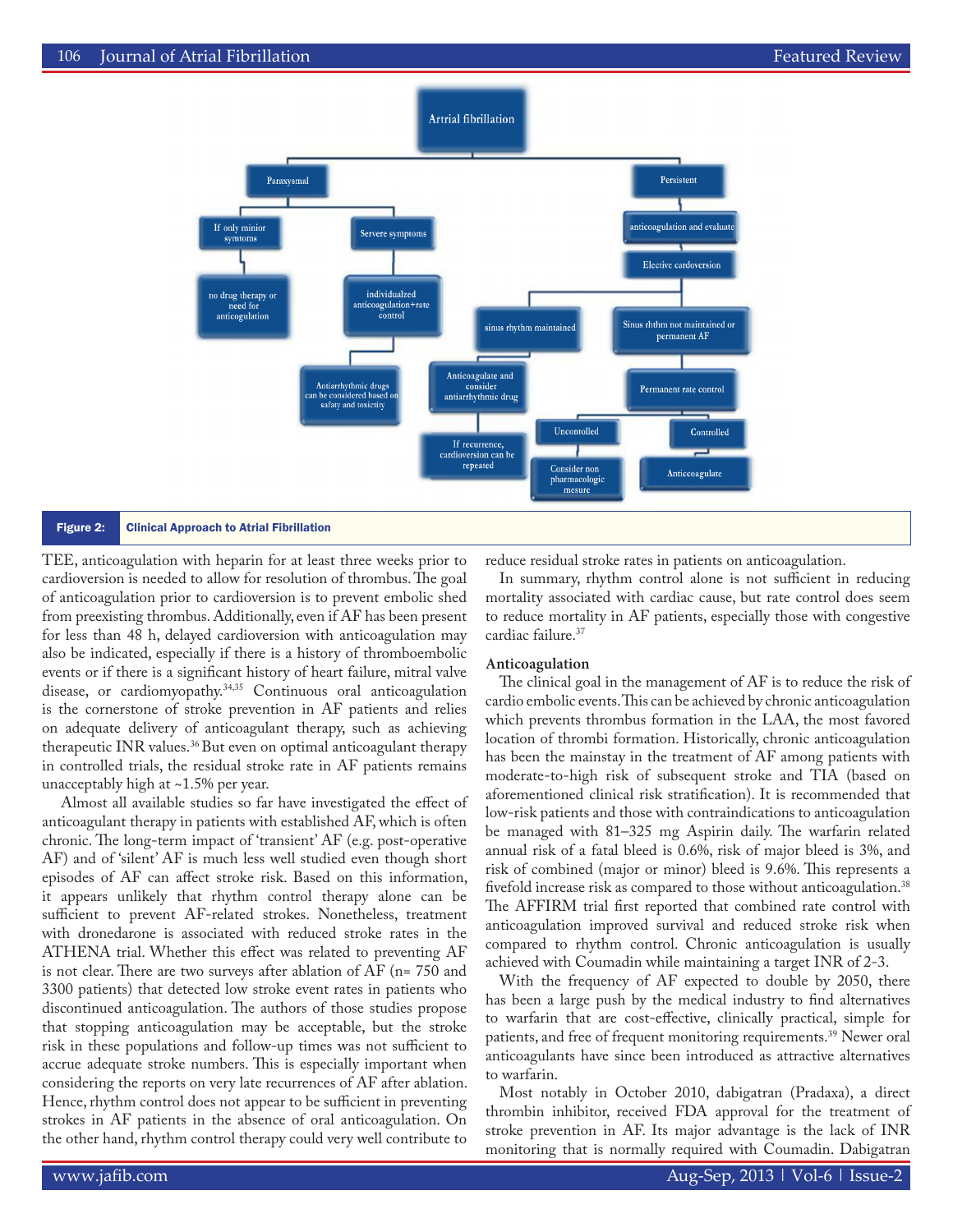Figure 2: Clinical Approach to Atrial Fibrillation

TEE, anticoagulation with heparin for at least three weeks prior to cardioversion is needed to allow for resolution of thrombus. The goal of anticoagulation prior to cardioversion is to prevent embolic shed from preexisting thrombus. Additionally, even if AF has been present for less than 48 h, delayed cardioversion with anticoagulation may also be indicated, especially if there is a history of thromboembolic events or if there is a significant history of heart failure, mitral valve disease, or cardiomyopathy.[34,35] Continuous oral anticoagulation is the cornerstone of stroke prevention in AF patients and relies on adequate delivery of anticoagulant therapy, such as achieving therapeutic INR values.[36] But even on optimal anticoagulant therapy in controlled trials, the residual stroke rate in AF patients remains unacceptably high at ~1.5% per year.

Almost all available studies so far have investigated the effect of anticoagulant therapy in patients with established AF, which is often chronic. The long-term impact of 'transient' AF (e.g. post-operative AF) and of 'silent' AF is much less well studied even though short episodes of AF can affect stroke risk. Based on this information, it appears unlikely that rhythm control therapy alone can be sufficient to prevent AF-related strokes. Nonetheless, treatment with dronedarone is associated with reduced stroke rates in the ATHENA trial. Whether this effect was related to preventing AF is not clear. There are two surveys after ablation of AF (n= 750 and 3300 patients) that detected low stroke event rates in patients who discontinued anticoagulation. The authors of those studies propose that stopping anticoagulation may be acceptable, but the stroke risk in these populations and follow-up times was not sufficient to accrue adequate stroke numbers. This is especially important when considering the reports on very late recurrences of AF after ablation. Hence, rhythm control does not appear to be sufficient in preventing strokes in AF patients in the absence of oral anticoagulation. On the other hand, rhythm control therapy could very well contribute to reduce residual stroke rates in patients on anticoagulation.

In summary, rhythm control alone is not sufficient in reducing mortality associated with cardiac cause, but rate control does seem to reduce mortality in AF patients, especially those with congestive cardiac failure.[37]

### Anticoagulation

The clinical goal in the management of AF is to reduce the risk of cardio embolic events. This can be achieved by chronic anticoagulation which prevents thrombus formation in the LAA, the most favored location of thrombi formation. Historically, chronic anticoagulation has been the mainstay in the treatment of AF among patients with moderate-to-high risk of subsequent stroke and TIA (based on aforementioned clinical risk stratification). It is recommended that low-risk patients and those with contraindications to anticoagulation be managed with 81–325 mg Aspirin daily. The warfarin related annual risk of a fatal bleed is 0.6%, risk of major bleed is 3%, and risk of combined (major or minor) bleed is 9.6%. This represents a fivefold increase risk as compared to those without anticoagulation.[38] The AFFIRM trial first reported that combined rate control with anticoagulation improved survival and reduced stroke risk when compared to rhythm control. Chronic anticoagulation is usually achieved with Coumadin while maintaining a target INR of 2-3.

With the frequency of AF expected to double by 2050, there has been a large push by the medical industry to find alternatives to warfarin that are cost-effective, clinically practical, simple for patients, and free of frequent monitoring requirements.[39] Newer oral anticoagulants have since been introduced as attractive alternatives to warfarin.

Most notably in October 2010, dabigatran (Pradaxa), a direct thrombin inhibitor, received FDA approval for the treatment of stroke prevention in AF. Its major advantage is the lack of INR monitoring that is normally required with Coumadin. Dabigatran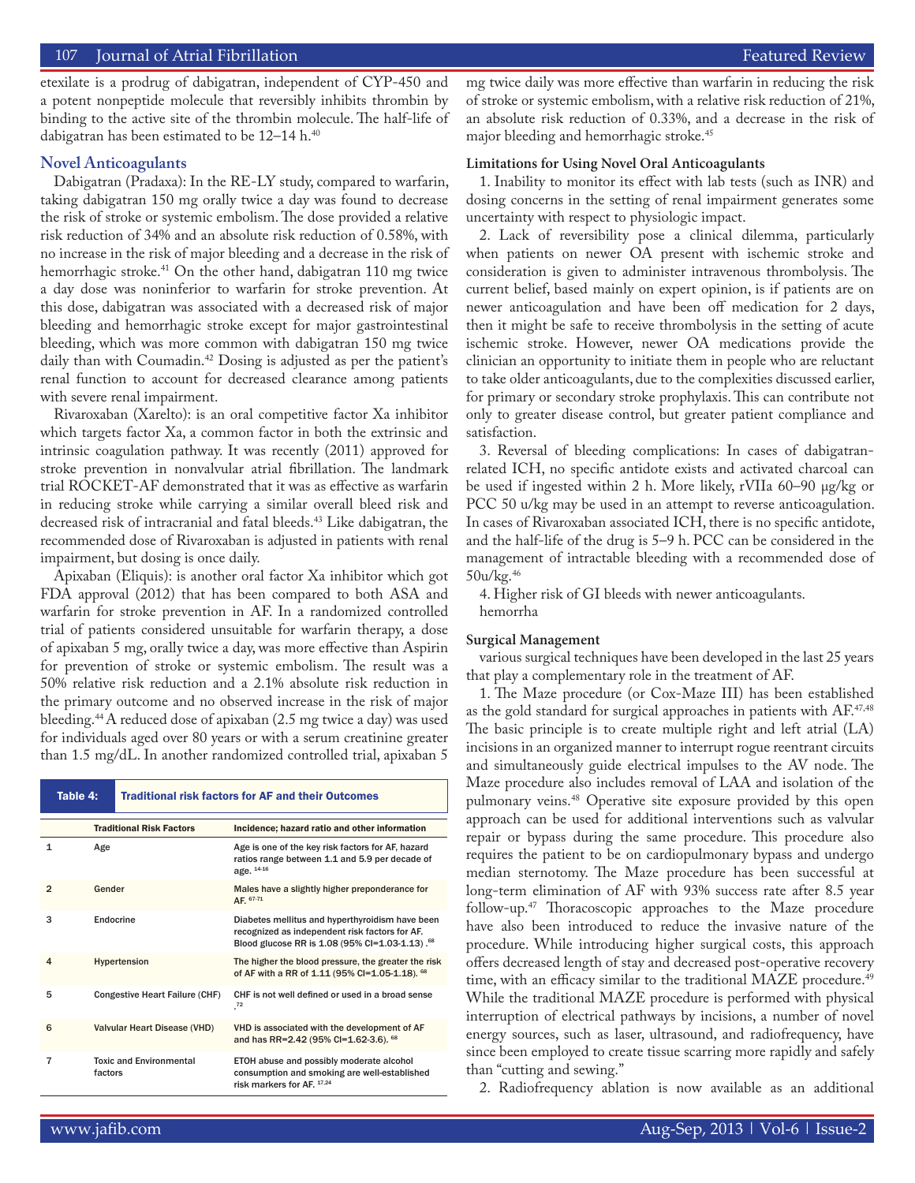etexilate is a prodrug of dabigatran, independent of CYP-450 and a potent nonpeptide molecule that reversibly inhibits thrombin by binding to the active site of the thrombin molecule. The half-life of dabigatran has been estimated to be 12–14 h.[40]

### Novel Anticoagulants

Dabigatran (Pradaxa): In the RE-LY study, compared to warfarin, taking dabigatran 150 mg orally twice a day was found to decrease the risk of stroke or systemic embolism. The dose provided a relative risk reduction of 34% and an absolute risk reduction of 0.58%, with no increase in the risk of major bleeding and a decrease in the risk of hemorrhagic stroke.[41] On the other hand, dabigatran 110 mg twice a day dose was noninferior to warfarin for stroke prevention. At this dose, dabigatran was associated with a decreased risk of major bleeding and hemorrhagic stroke except for major gastrointestinal bleeding, which was more common with dabigatran 150 mg twice daily than with Coumadin.[42] Dosing is adjusted as per the patient's renal function to account for decreased clearance among patients with severe renal impairment.

Rivaroxaban (Xarelto): is an oral competitive factor Xa inhibitor which targets factor Xa, a common factor in both the extrinsic and intrinsic coagulation pathway. It was recently (2011) approved for stroke prevention in nonvalvular atrial fibrillation. The landmark trial ROCKET-AF demonstrated that it was as effective as warfarin in reducing stroke while carrying a similar overall bleed risk and decreased risk of intracranial and fatal bleeds.[43] Like dabigatran, the recommended dose of Rivaroxaban is adjusted in patients with renal impairment, but dosing is once daily.

Apixaban (Eliquis): is another oral factor Xa inhibitor which got FDA approval (2012) that has been compared to both ASA and warfarin for stroke prevention in AF. In a randomized controlled trial of patients considered unsuitable for warfarin therapy, a dose of apixaban 5 mg, orally twice a day, was more effective than Aspirin for prevention of stroke or systemic embolism. The result was a 50% relative risk reduction and a 2.1% absolute risk reduction in the primary outcome and no observed increase in the risk of major bleeding.[44] A reduced dose of apixaban (2.5 mg twice a day) was used for individuals aged over 80 years or with a serum creatinine greater than 1.5 mg/dL. In another randomized controlled trial, apixaban 5 mg twice daily was more effective than warfarin in reducing the risk of stroke or systemic embolism, with a relative risk reduction of 21%, an absolute risk reduction of 0.33%, and a decrease in the risk of major bleeding and hemorrhagic stroke.[45]

**Table 4: Traditional risk factors for AF and their Outcomes**

| | Traditional Risk Factors | Incidence; hazard ratio and other information |
|---|---|---|
| 1 | Age | Age is one of the key risk factors for AF, hazard ratios range between 1.1 and 5.9 per decade of age. [14-16] |
| 2 | Gender | Males have a slightly higher preponderance for AF. [67-71] |
| 3 | Endocrine | Diabetes mellitus and hyperthyroidism have been recognized as independent risk factors for AF. Blood glucose RR is 1.08 (95% CI=1.03-1.13) .[68] |
| 4 | Hypertension | The higher the blood pressure, the greater the risk of AF with a RR of 1.11 (95% CI=1.05-1.18). [68] |
| 5 | Congestive Heart Failure (CHF) | CHF is not well defined or used in a broad sense .[72] |
| 6 | Valvular Heart Disease (VHD) | VHD is associated with the development of AF and has RR=2.42 (95% CI=1.62-3.6). [68] |
| 7 | Toxic and Environmental factors | ETOH abuse and possibly moderate alcohol consumption and smoking are well-established risk markers for AF. [17,24] |

#### Limitations for Using Novel Oral Anticoagulants

1. Inability to monitor its effect with lab tests (such as INR) and dosing concerns in the setting of renal impairment generates some uncertainty with respect to physiologic impact.

2. Lack of reversibility pose a clinical dilemma, particularly when patients on newer OA present with ischemic stroke and consideration is given to administer intravenous thrombolysis. The current belief, based mainly on expert opinion, is if patients are on newer anticoagulation and have been off medication for 2 days, then it might be safe to receive thrombolysis in the setting of acute ischemic stroke. However, newer OA medications provide the clinician an opportunity to initiate them in people who are reluctant to take older anticoagulants, due to the complexities discussed earlier, for primary or secondary stroke prophylaxis. This can contribute not only to greater disease control, but greater patient compliance and satisfaction.

3. Reversal of bleeding complications: In cases of dabigatran-related ICH, no specific antidote exists and activated charcoal can be used if ingested within 2 h. More likely, rVIIa 60–90 μg/kg or PCC 50 u/kg may be used in an attempt to reverse anticoagulation. In cases of Rivaroxaban associated ICH, there is no specific antidote, and the half-life of the drug is 5–9 h. PCC can be considered in the management of intractable bleeding with a recommended dose of 50u/kg.[46]

4. Higher risk of GI bleeds with newer anticoagulants.
hemorrha

#### Surgical Management

various surgical techniques have been developed in the last 25 years that play a complementary role in the treatment of AF.

1. The Maze procedure (or Cox-Maze III) has been established as the gold standard for surgical approaches in patients with AF.[47,48] The basic principle is to create multiple right and left atrial (LA) incisions in an organized manner to interrupt rogue reentrant circuits and simultaneously guide electrical impulses to the AV node. The Maze procedure also includes removal of LAA and isolation of the pulmonary veins.[48] Operative site exposure provided by this open approach can be used for additional interventions such as valvular repair or bypass during the same procedure. This procedure also requires the patient to be on cardiopulmonary bypass and undergo median sternotomy. The Maze procedure has been successful at long-term elimination of AF with 93% success rate after 8.5 year follow-up.[47] Thoracoscopic approaches to the Maze procedure have also been introduced to reduce the invasive nature of the procedure. While introducing higher surgical costs, this approach offers decreased length of stay and decreased post-operative recovery time, with an efficacy similar to the traditional MAZE procedure.[49] While the traditional MAZE procedure is performed with physical interruption of electrical pathways by incisions, a number of novel energy sources, such as laser, ultrasound, and radiofrequency, have since been employed to create tissue scarring more rapidly and safely than "cutting and sewing."

2. Radiofrequency ablation is now available as an additional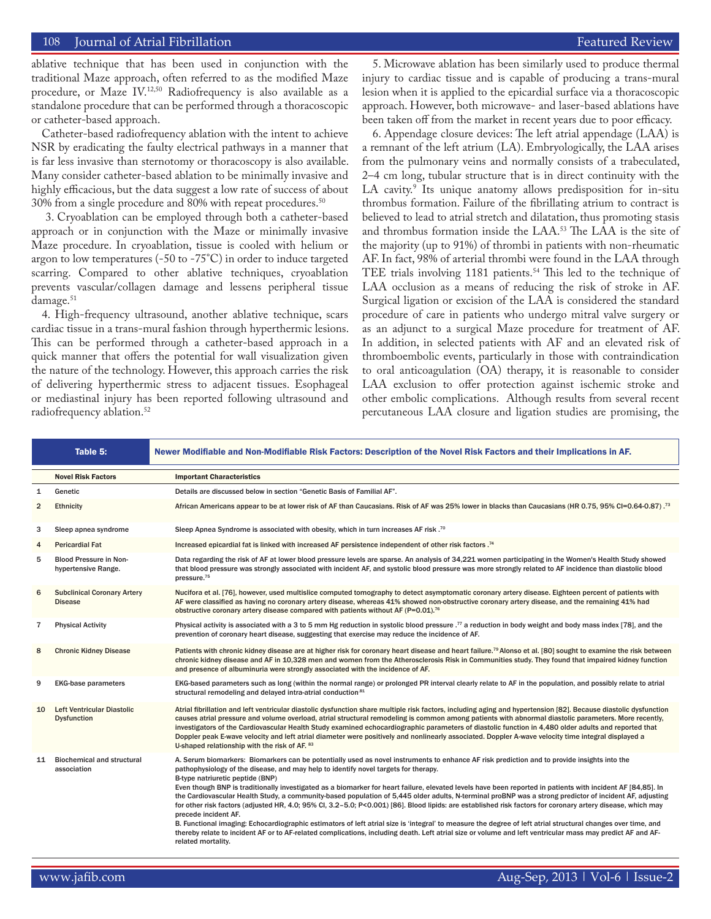ablative technique that has been used in conjunction with the traditional Maze approach, often referred to as the modified Maze procedure, or Maze IV.[12,50] Radiofrequency is also available as a standalone procedure that can be performed through a thoracoscopic or catheter-based approach.

Catheter-based radiofrequency ablation with the intent to achieve NSR by eradicating the faulty electrical pathways in a manner that is far less invasive than sternotomy or thoracoscopy is also available. Many consider catheter-based ablation to be minimally invasive and highly efficacious, but the data suggest a low rate of success of about 30% from a single procedure and 80% with repeat procedures.[50]

3. Cryoablation can be employed through both a catheter-based approach or in conjunction with the Maze or minimally invasive Maze procedure. In cryoablation, tissue is cooled with helium or argon to low temperatures (-50 to -75°C) in order to induce targeted scarring. Compared to other ablative techniques, cryoablation prevents vascular/collagen damage and lessens peripheral tissue damage.[51]

4. High-frequency ultrasound, another ablative technique, scars cardiac tissue in a trans-mural fashion through hyperthermic lesions. This can be performed through a catheter-based approach in a quick manner that offers the potential for wall visualization given the nature of the technology. However, this approach carries the risk of delivering hyperthermic stress to adjacent tissues. Esophageal or mediastinal injury has been reported following ultrasound and radiofrequency ablation.[52]

5. Microwave ablation has been similarly used to produce thermal injury to cardiac tissue and is capable of producing a trans-mural lesion when it is applied to the epicardial surface via a thoracoscopic approach. However, both microwave- and laser-based ablations have been taken off from the market in recent years due to poor efficacy.

6. Appendage closure devices: The left atrial appendage (LAA) is a remnant of the left atrium (LA). Embryologically, the LAA arises from the pulmonary veins and normally consists of a trabeculated, 2–4 cm long, tubular structure that is in direct continuity with the LA cavity.[9] Its unique anatomy allows predisposition for in-situ thrombus formation. Failure of the fibrillating atrium to contract is believed to lead to atrial stretch and dilatation, thus promoting stasis and thrombus formation inside the LAA.[53] The LAA is the site of the majority (up to 91%) of thrombi in patients with non-rheumatic AF. In fact, 98% of arterial thrombi were found in the LAA through TEE trials involving 1181 patients.[54] This led to the technique of LAA occlusion as a means of reducing the risk of stroke in AF. Surgical ligation or excision of the LAA is considered the standard procedure of care in patients who undergo mitral valve surgery or as an adjunct to a surgical Maze procedure for treatment of AF. In addition, in selected patients with AF and an elevated risk of thromboembolic events, particularly in those with contraindication to oral anticoagulation (OA) therapy, it is reasonable to consider LAA exclusion to offer protection against ischemic stroke and other embolic complications. Although results from several recent percutaneous LAA closure and ligation studies are promising, the

**Table 5: Newer Modifiable and Non-Modifiable Risk Factors: Description of the Novel Risk Factors and their Implications in AF.**

| | Novel Risk Factors | Important Characteristics |
|---|---|---|
| 1 | Genetic | Details are discussed below in section "Genetic Basis of Familial AF". |
| 2 | Ethnicity | African Americans appear to be at lower risk of AF than Caucasians. Risk of AF was 25% lower in blacks than Caucasians (HR 0.75, 95% CI=0.64-0.87).[73] |
| 3 | Sleep apnea syndrome | Sleep Apnea Syndrome is associated with obesity, which in turn increases AF risk.[70] |
| 4 | Pericardial Fat | Increased epicardial fat is linked with increased AF persistence independent of other risk factors.[74] |
| 5 | Blood Pressure in Non-hypertensive Range. | Data regarding the risk of AF at lower blood pressure levels are sparse. An analysis of 34,221 women participating in the Women's Health Study showed that blood pressure was strongly associated with incident AF, and systolic blood pressure was more strongly related to AF incidence than diastolic blood pressure.[75] |
| 6 | Subclinical Coronary Artery Disease | Nucifora et al. [76], however, used multislice computed tomography to detect asymptomatic coronary artery disease. Eighteen percent of patients with AF were classified as having no coronary artery disease, whereas 41% showed non-obstructive coronary artery disease, and the remaining 41% had obstructive coronary artery disease compared with patients without AF (P=0.01).[76] |
| 7 | Physical Activity | Physical activity is associated with a 3 to 5 mm Hg reduction in systolic blood pressure.[77] a reduction in body weight and body mass index [78], and the prevention of coronary heart disease, suggesting that exercise may reduce the incidence of AF. |
| 8 | Chronic Kidney Disease | Patients with chronic kidney disease are at higher risk for coronary heart disease and heart failure.[79] Alonso et al. [80] sought to examine the risk between chronic kidney disease and AF in 10,328 men and women from the Atherosclerosis Risk in Communities study. They found that impaired kidney function and presence of albuminuria were strongly associated with the incidence of AF. |
| 9 | EKG-base parameters | EKG-based parameters such as long (within the normal range) or prolonged PR interval clearly relate to AF in the population, and possibly relate to atrial structural remodeling and delayed intra-atrial conduction[81] |
| 10 | Left Ventricular Diastolic Dysfunction | Atrial fibrillation and left ventricular diastolic dysfunction share multiple risk factors, including aging and hypertension [82]. Because diastolic dysfunction causes atrial pressure and volume overload, atrial structural remodeling is common among patients with abnormal diastolic parameters. More recently, investigators of the Cardiovascular Health Study examined echocardiographic parameters of diastolic function in 4,480 older adults and reported that Doppler peak E-wave velocity and left atrial diameter were positively and nonlinearly associated. Doppler A-wave velocity time integral displayed a U-shaped relationship with the risk of AF.[83] |
| 11 | Biochemical and structural association | A. Serum biomarkers: Biomarkers can be potentially used as novel instruments to enhance AF risk prediction and to provide insights into the pathophysiology of the disease, and may help to identify novel targets for therapy. B-type natriuretic peptide (BNP) Even though BNP is traditionally investigated as a biomarker for heart failure, elevated levels have been reported in patients with incident AF [84,85]. In the Cardiovascular Health Study, a community-based population of 5,445 older adults, N-terminal proBNP was a strong predictor of incident AF, adjusting for other risk factors (adjusted HR, 4.0; 95% CI, 3.2–5.0; P<0.001) [86]. Blood lipids: are established risk factors for coronary artery disease, which may precede incident AF. B. Functional imaging: Echocardiographic estimators of left atrial size is 'integral' to measure the degree of left atrial structural changes over time, and thereby relate to incident AF or to AF-related complications, including death. Left atrial size or volume and left ventricular mass may predict AF and AF-related mortality. |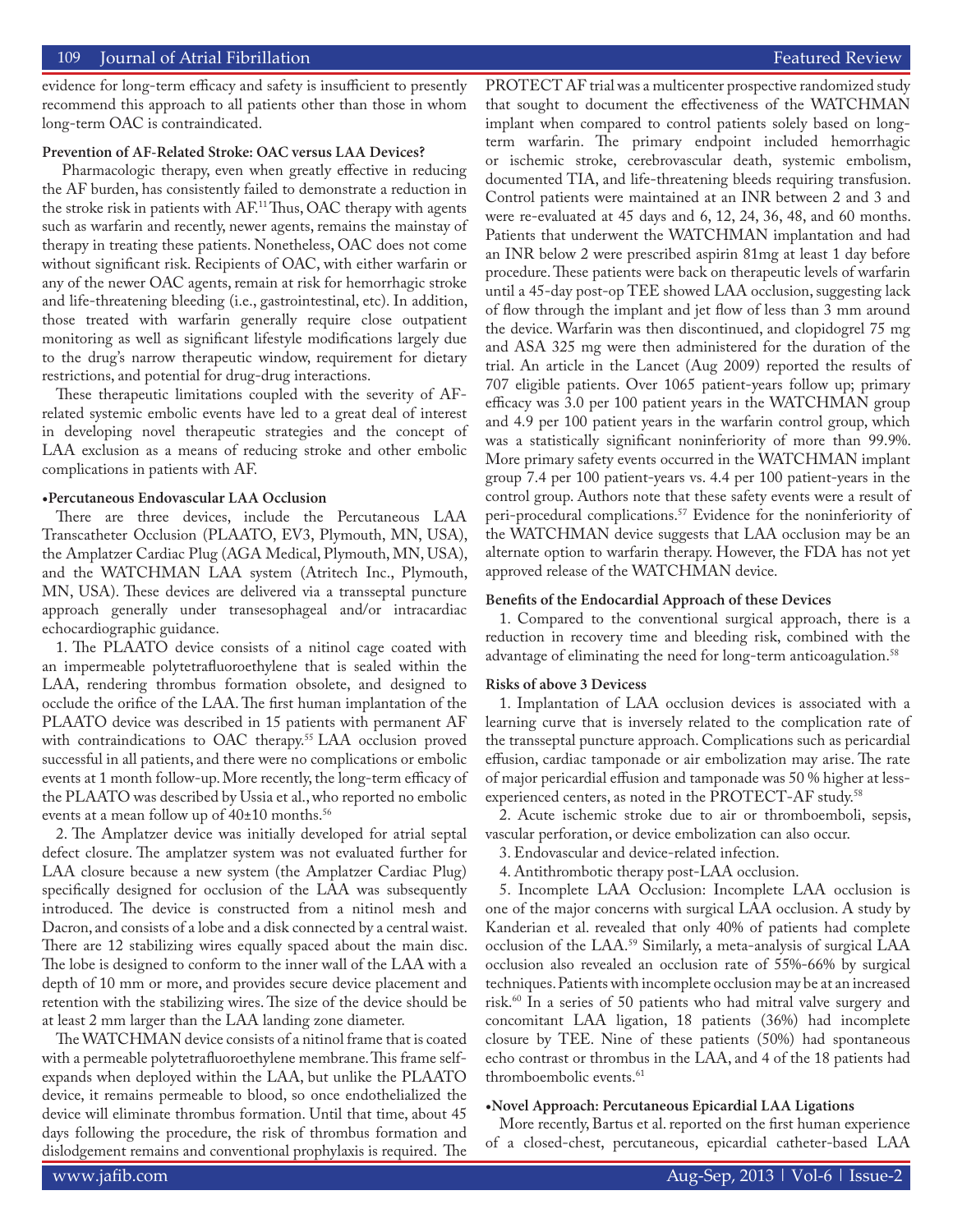evidence for long-term efficacy and safety is insufficient to presently recommend this approach to all patients other than those in whom long-term OAC is contraindicated.

**Prevention of AF-Related Stroke: OAC versus LAA Devices?**

Pharmacologic therapy, even when greatly effective in reducing the AF burden, has consistently failed to demonstrate a reduction in the stroke risk in patients with AF.[11] Thus, OAC therapy with agents such as warfarin and recently, newer agents, remains the mainstay of therapy in treating these patients. Nonetheless, OAC does not come without significant risk. Recipients of OAC, with either warfarin or any of the newer OAC agents, remain at risk for hemorrhagic stroke and life-threatening bleeding (i.e., gastrointestinal, etc). In addition, those treated with warfarin generally require close outpatient monitoring as well as significant lifestyle modifications largely due to the drug's narrow therapeutic window, requirement for dietary restrictions, and potential for drug-drug interactions.

These therapeutic limitations coupled with the severity of AF-related systemic embolic events have led to a great deal of interest in developing novel therapeutic strategies and the concept of LAA exclusion as a means of reducing stroke and other embolic complications in patients with AF.

**•Percutaneous Endovascular LAA Occlusion**

There are three devices, include the Percutaneous LAA Transcatheter Occlusion (PLAATO, EV3, Plymouth, MN, USA), the Amplatzer Cardiac Plug (AGA Medical, Plymouth, MN, USA), and the WATCHMAN LAA system (Atritech Inc., Plymouth, MN, USA). These devices are delivered via a transseptal puncture approach generally under transesophageal and/or intracardiac echocardiographic guidance.

1. The PLAATO device consists of a nitinol cage coated with an impermeable polytetrafluoroethylene that is sealed within the LAA, rendering thrombus formation obsolete, and designed to occlude the orifice of the LAA. The first human implantation of the PLAATO device was described in 15 patients with permanent AF with contraindications to OAC therapy.[55] LAA occlusion proved successful in all patients, and there were no complications or embolic events at 1 month follow-up. More recently, the long-term efficacy of the PLAATO was described by Ussia et al., who reported no embolic events at a mean follow up of 40±10 months.[56]

2. The Amplatzer device was initially developed for atrial septal defect closure. The amplatzer system was not evaluated further for LAA closure because a new system (the Amplatzer Cardiac Plug) specifically designed for occlusion of the LAA was subsequently introduced. The device is constructed from a nitinol mesh and Dacron, and consists of a lobe and a disk connected by a central waist. There are 12 stabilizing wires equally spaced about the main disc. The lobe is designed to conform to the inner wall of the LAA with a depth of 10 mm or more, and provides secure device placement and retention with the stabilizing wires. The size of the device should be at least 2 mm larger than the LAA landing zone diameter.

The WATCHMAN device consists of a nitinol frame that is coated with a permeable polytetrafluoroethylene membrane. This frame self-expands when deployed within the LAA, but unlike the PLAATO device, it remains permeable to blood, so once endothelialized the device will eliminate thrombus formation. Until that time, about 45 days following the procedure, the risk of thrombus formation and dislodgement remains and conventional prophylaxis is required. The PROTECT AF trial was a multicenter prospective randomized study that sought to document the effectiveness of the WATCHMAN implant when compared to control patients solely based on long-term warfarin. The primary endpoint included hemorrhagic or ischemic stroke, cerebrovascular death, systemic embolism, documented TIA, and life-threatening bleeds requiring transfusion. Control patients were maintained at an INR between 2 and 3 and were re-evaluated at 45 days and 6, 12, 24, 36, 48, and 60 months. Patients that underwent the WATCHMAN implantation and had an INR below 2 were prescribed aspirin 81mg at least 1 day before procedure. These patients were back on therapeutic levels of warfarin until a 45-day post-op TEE showed LAA occlusion, suggesting lack of flow through the implant and jet flow of less than 3 mm around the device. Warfarin was then discontinued, and clopidogrel 75 mg and ASA 325 mg were then administered for the duration of the trial. An article in the Lancet (Aug 2009) reported the results of 707 eligible patients. Over 1065 patient-years follow up; primary efficacy was 3.0 per 100 patient years in the WATCHMAN group and 4.9 per 100 patient years in the warfarin control group, which was a statistically significant noninferiority of more than 99.9%. More primary safety events occurred in the WATCHMAN implant group 7.4 per 100 patient-years vs. 4.4 per 100 patient-years in the control group. Authors note that these safety events were a result of peri-procedural complications.[57] Evidence for the noninferiority of the WATCHMAN device suggests that LAA occlusion may be an alternate option to warfarin therapy. However, the FDA has not yet approved release of the WATCHMAN device.

**Benefits of the Endocardial Approach of these Devices**

1. Compared to the conventional surgical approach, there is a reduction in recovery time and bleeding risk, combined with the advantage of eliminating the need for long-term anticoagulation.[58]

**Risks of above 3 Devicess**

1. Implantation of LAA occlusion devices is associated with a learning curve that is inversely related to the complication rate of the transseptal puncture approach. Complications such as pericardial effusion, cardiac tamponade or air embolization may arise. The rate of major pericardial effusion and tamponade was 50 % higher at less-experienced centers, as noted in the PROTECT-AF study.[58]

2. Acute ischemic stroke due to air or thromboemboli, sepsis, vascular perforation, or device embolization can also occur.

3. Endovascular and device-related infection.

4. Antithrombotic therapy post-LAA occlusion.

5. Incomplete LAA Occlusion: Incomplete LAA occlusion is one of the major concerns with surgical LAA occlusion. A study by Kanderian et al. revealed that only 40% of patients had complete occlusion of the LAA.[59] Similarly, a meta-analysis of surgical LAA occlusion also revealed an occlusion rate of 55%-66% by surgical techniques. Patients with incomplete occlusion may be at an increased risk.[60] In a series of 50 patients who had mitral valve surgery and concomitant LAA ligation, 18 patients (36%) had incomplete closure by TEE. Nine of these patients (50%) had spontaneous echo contrast or thrombus in the LAA, and 4 of the 18 patients had thromboembolic events.[61]

**•Novel Approach: Percutaneous Epicardial LAA Ligations**

More recently, Bartus et al. reported on the first human experience of a closed-chest, percutaneous, epicardial catheter-based LAA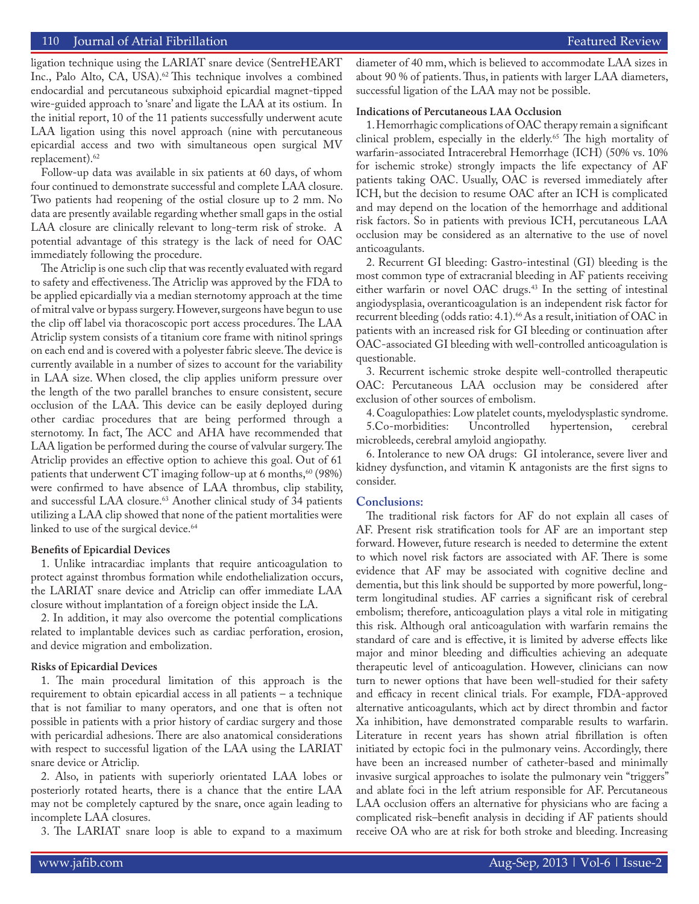ligation technique using the LARIAT snare device (SentreHEART Inc., Palo Alto, CA, USA).[62] This technique involves a combined endocardial and percutaneous subxiphoid epicardial magnet-tipped wire-guided approach to 'snare' and ligate the LAA at its ostium. In the initial report, 10 of the 11 patients successfully underwent acute LAA ligation using this novel approach (nine with percutaneous epicardial access and two with simultaneous open surgical MV replacement).[62]

Follow-up data was available in six patients at 60 days, of whom four continued to demonstrate successful and complete LAA closure. Two patients had reopening of the ostial closure up to 2 mm. No data are presently available regarding whether small gaps in the ostial LAA closure are clinically relevant to long-term risk of stroke. A potential advantage of this strategy is the lack of need for OAC immediately following the procedure.

The Atriclip is one such clip that was recently evaluated with regard to safety and effectiveness. The Atriclip was approved by the FDA to be applied epicardially via a median sternotomy approach at the time of mitral valve or bypass surgery. However, surgeons have begun to use the clip off label via thoracoscopic port access procedures. The LAA Atriclip system consists of a titanium core frame with nitinol springs on each end and is covered with a polyester fabric sleeve. The device is currently available in a number of sizes to account for the variability in LAA size. When closed, the clip applies uniform pressure over the length of the two parallel branches to ensure consistent, secure occlusion of the LAA. This device can be easily deployed during other cardiac procedures that are being performed through a sternotomy. In fact, The ACC and AHA have recommended that LAA ligation be performed during the course of valvular surgery. The Atriclip provides an effective option to achieve this goal. Out of 61 patients that underwent CT imaging follow-up at 6 months,[60] (98%) were confirmed to have absence of LAA thrombus, clip stability, and successful LAA closure.[63] Another clinical study of 34 patients utilizing a LAA clip showed that none of the patient mortalities were linked to use of the surgical device.[64]

**Benefits of Epicardial Devices**

1. Unlike intracardiac implants that require anticoagulation to protect against thrombus formation while endothelialization occurs, the LARIAT snare device and Atriclip can offer immediate LAA closure without implantation of a foreign object inside the LA.

2. In addition, it may also overcome the potential complications related to implantable devices such as cardiac perforation, erosion, and device migration and embolization.

**Risks of Epicardial Devices**

1. The main procedural limitation of this approach is the requirement to obtain epicardial access in all patients – a technique that is not familiar to many operators, and one that is often not possible in patients with a prior history of cardiac surgery and those with pericardial adhesions. There are also anatomical considerations with respect to successful ligation of the LAA using the LARIAT snare device or Atriclip.

2. Also, in patients with superiorly orientated LAA lobes or posteriorly rotated hearts, there is a chance that the entire LAA may not be completely captured by the snare, once again leading to incomplete LAA closures.

3. The LARIAT snare loop is able to expand to a maximum diameter of 40 mm, which is believed to accommodate LAA sizes in about 90 % of patients. Thus, in patients with larger LAA diameters, successful ligation of the LAA may not be possible.

**Indications of Percutaneous LAA Occlusion**

1. Hemorrhagic complications of OAC therapy remain a significant clinical problem, especially in the elderly.[65] The high mortality of warfarin-associated Intracerebral Hemorrhage (ICH) (50% vs. 10% for ischemic stroke) strongly impacts the life expectancy of AF patients taking OAC. Usually, OAC is reversed immediately after ICH, but the decision to resume OAC after an ICH is complicated and may depend on the location of the hemorrhage and additional risk factors. So in patients with previous ICH, percutaneous LAA occlusion may be considered as an alternative to the use of novel anticoagulants.

2. Recurrent GI bleeding: Gastro-intestinal (GI) bleeding is the most common type of extracranial bleeding in AF patients receiving either warfarin or novel OAC drugs.[43] In the setting of intestinal angiodysplasia, overanticoagulation is an independent risk factor for recurrent bleeding (odds ratio: 4.1).[66] As a result, initiation of OAC in patients with an increased risk for GI bleeding or continuation after OAC-associated GI bleeding with well-controlled anticoagulation is questionable.

3. Recurrent ischemic stroke despite well-controlled therapeutic OAC: Percutaneous LAA occlusion may be considered after exclusion of other sources of embolism.

4. Coagulopathies: Low platelet counts, myelodysplastic syndrome.

5. Co-morbidities: Uncontrolled hypertension, cerebral microbleeds, cerebral amyloid angiopathy.

6. Intolerance to new OA drugs: GI intolerance, severe liver and kidney dysfunction, and vitamin K antagonists are the first signs to consider.

## Conclusions:

The traditional risk factors for AF do not explain all cases of AF. Present risk stratification tools for AF are an important step forward. However, future research is needed to determine the extent to which novel risk factors are associated with AF. There is some evidence that AF may be associated with cognitive decline and dementia, but this link should be supported by more powerful, long-term longitudinal studies. AF carries a significant risk of cerebral embolism; therefore, anticoagulation plays a vital role in mitigating this risk. Although oral anticoagulation with warfarin remains the standard of care and is effective, it is limited by adverse effects like major and minor bleeding and difficulties achieving an adequate therapeutic level of anticoagulation. However, clinicians can now turn to newer options that have been well-studied for their safety and efficacy in recent clinical trials. For example, FDA-approved alternative anticoagulants, which act by direct thrombin and factor Xa inhibition, have demonstrated comparable results to warfarin. Literature in recent years has shown atrial fibrillation is often initiated by ectopic foci in the pulmonary veins. Accordingly, there have been an increased number of catheter-based and minimally invasive surgical approaches to isolate the pulmonary vein "triggers" and ablate foci in the left atrium responsible for AF. Percutaneous LAA occlusion offers an alternative for physicians who are facing a complicated risk–benefit analysis in deciding if AF patients should receive OA who are at risk for both stroke and bleeding. Increasing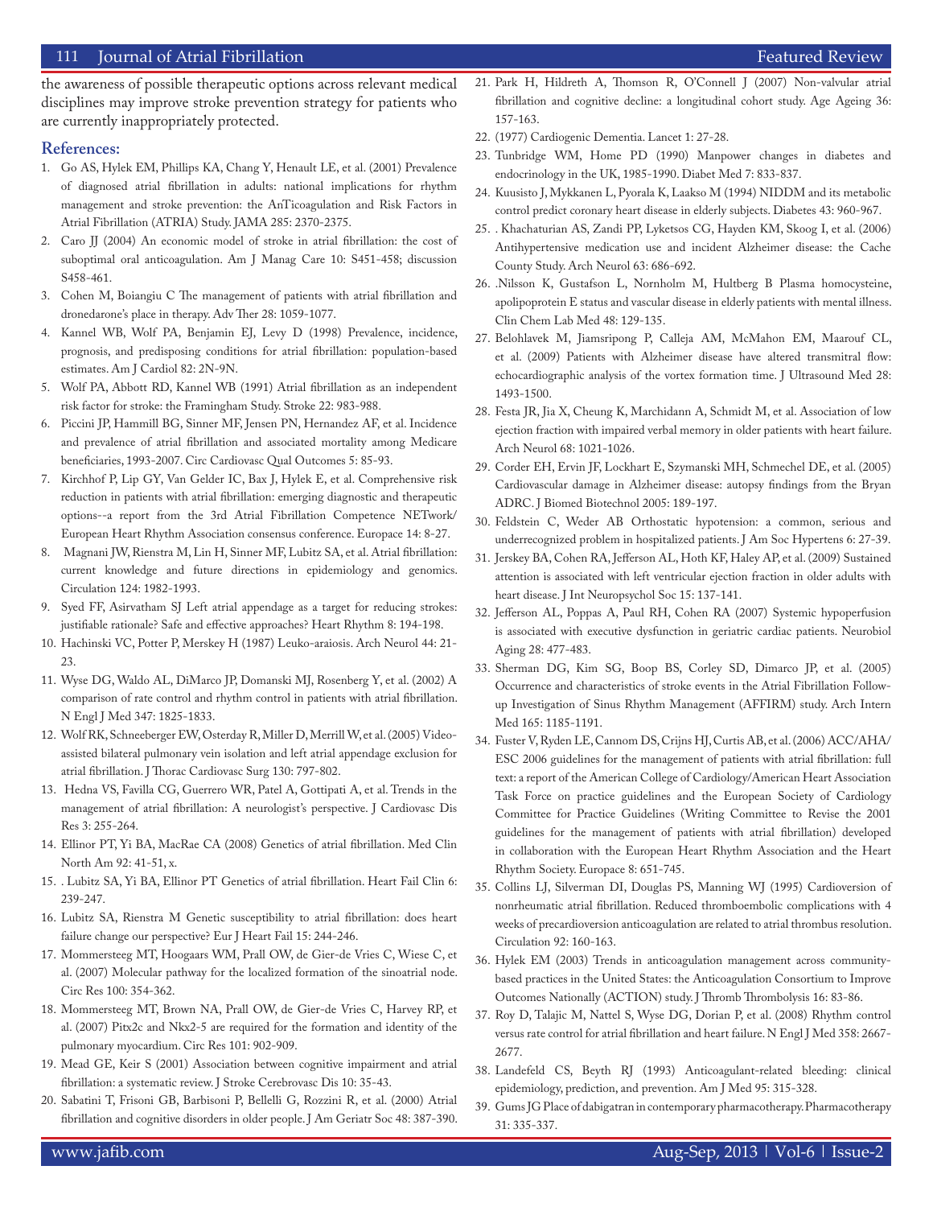the awareness of possible therapeutic options across relevant medical disciplines may improve stroke prevention strategy for patients who are currently inappropriately protected.

## References:

1. Go AS, Hylek EM, Phillips KA, Chang Y, Henault LE, et al. (2001) Prevalence of diagnosed atrial fibrillation in adults: national implications for rhythm management and stroke prevention: the AnTicoagulation and Risk Factors in Atrial Fibrillation (ATRIA) Study. JAMA 285: 2370-2375.
2. Caro JJ (2004) An economic model of stroke in atrial fibrillation: the cost of suboptimal oral anticoagulation. Am J Manag Care 10: S451-458; discussion S458-461.
3. Cohen M, Boiangiu C The management of patients with atrial fibrillation and dronedarone's place in therapy. Adv Ther 28: 1059-1077.
4. Kannel WB, Wolf PA, Benjamin EJ, Levy D (1998) Prevalence, incidence, prognosis, and predisposing conditions for atrial fibrillation: population-based estimates. Am J Cardiol 82: 2N-9N.
5. Wolf PA, Abbott RD, Kannel WB (1991) Atrial fibrillation as an independent risk factor for stroke: the Framingham Study. Stroke 22: 983-988.
6. Piccini JP, Hammill BG, Sinner MF, Jensen PN, Hernandez AF, et al. Incidence and prevalence of atrial fibrillation and associated mortality among Medicare beneficiaries, 1993-2007. Circ Cardiovasc Qual Outcomes 5: 85-93.
7. Kirchhof P, Lip GY, Van Gelder IC, Bax J, Hylek E, et al. Comprehensive risk reduction in patients with atrial fibrillation: emerging diagnostic and therapeutic options--a report from the 3rd Atrial Fibrillation Competence NETwork/ European Heart Rhythm Association consensus conference. Europace 14: 8-27.
8. Magnani JW, Rienstra M, Lin H, Sinner MF, Lubitz SA, et al. Atrial fibrillation: current knowledge and future directions in epidemiology and genomics. Circulation 124: 1982-1993.
9. Syed FF, Asirvatham SJ Left atrial appendage as a target for reducing strokes: justifiable rationale? Safe and effective approaches? Heart Rhythm 8: 194-198.
10. Hachinski VC, Potter P, Merskey H (1987) Leuko-araiosis. Arch Neurol 44: 21-23.
11. Wyse DG, Waldo AL, DiMarco JP, Domanski MJ, Rosenberg Y, et al. (2002) A comparison of rate control and rhythm control in patients with atrial fibrillation. N Engl J Med 347: 1825-1833.
12. Wolf RK, Schneeberger EW, Osterday R, Miller D, Merrill W, et al. (2005) Video-assisted bilateral pulmonary vein isolation and left atrial appendage exclusion for atrial fibrillation. J Thorac Cardiovasc Surg 130: 797-802.
13. Hedna VS, Favilla CG, Guerrero WR, Patel A, Gottipati A, et al. Trends in the management of atrial fibrillation: A neurologist's perspective. J Cardiovasc Dis Res 3: 255-264.
14. Ellinor PT, Yi BA, MacRae CA (2008) Genetics of atrial fibrillation. Med Clin North Am 92: 41-51, x.
15. . Lubitz SA, Yi BA, Ellinor PT Genetics of atrial fibrillation. Heart Fail Clin 6: 239-247.
16. Lubitz SA, Rienstra M Genetic susceptibility to atrial fibrillation: does heart failure change our perspective? Eur J Heart Fail 15: 244-246.
17. Mommersteeg MT, Hoogaars WM, Prall OW, de Gier-de Vries C, Wiese C, et al. (2007) Molecular pathway for the localized formation of the sinoatrial node. Circ Res 100: 354-362.
18. Mommersteeg MT, Brown NA, Prall OW, de Gier-de Vries C, Harvey RP, et al. (2007) Pitx2c and Nkx2-5 are required for the formation and identity of the pulmonary myocardium. Circ Res 101: 902-909.
19. Mead GE, Keir S (2001) Association between cognitive impairment and atrial fibrillation: a systematic review. J Stroke Cerebrovasc Dis 10: 35-43.
20. Sabatini T, Frisoni GB, Barbisoni P, Bellelli G, Rozzini R, et al. (2000) Atrial fibrillation and cognitive disorders in older people. J Am Geriatr Soc 48: 387-390.
21. Park H, Hildreth A, Thomson R, O'Connell J (2007) Non-valvular atrial fibrillation and cognitive decline: a longitudinal cohort study. Age Ageing 36: 157-163.
22. (1977) Cardiogenic Dementia. Lancet 1: 27-28.
23. Tunbridge WM, Home PD (1990) Manpower changes in diabetes and endocrinology in the UK, 1985-1990. Diabet Med 7: 833-837.
24. Kuusisto J, Mykkanen L, Pyorala K, Laakso M (1994) NIDDM and its metabolic control predict coronary heart disease in elderly subjects. Diabetes 43: 960-967.
25. . Khachaturian AS, Zandi PP, Lyketsos CG, Hayden KM, Skoog I, et al. (2006) Antihypertensive medication use and incident Alzheimer disease: the Cache County Study. Arch Neurol 63: 686-692.
26. .Nilsson K, Gustafson L, Nornholm M, Hultberg B Plasma homocysteine, apolipoprotein E status and vascular disease in elderly patients with mental illness. Clin Chem Lab Med 48: 129-135.
27. Belohlavek M, Jiamsripong P, Calleja AM, McMahon EM, Maarouf CL, et al. (2009) Patients with Alzheimer disease have altered transmitral flow: echocardiographic analysis of the vortex formation time. J Ultrasound Med 28: 1493-1500.
28. Festa JR, Jia X, Cheung K, Marchidann A, Schmidt M, et al. Association of low ejection fraction with impaired verbal memory in older patients with heart failure. Arch Neurol 68: 1021-1026.
29. Corder EH, Ervin JF, Lockhart E, Szymanski MH, Schmechel DE, et al. (2005) Cardiovascular damage in Alzheimer disease: autopsy findings from the Bryan ADRC. J Biomed Biotechnol 2005: 189-197.
30. Feldstein C, Weder AB Orthostatic hypotension: a common, serious and underrecognized problem in hospitalized patients. J Am Soc Hypertens 6: 27-39.
31. Jerskey BA, Cohen RA, Jefferson AL, Hoth KF, Haley AP, et al. (2009) Sustained attention is associated with left ventricular ejection fraction in older adults with heart disease. J Int Neuropsychol Soc 15: 137-141.
32. Jefferson AL, Poppas A, Paul RH, Cohen RA (2007) Systemic hypoperfusion is associated with executive dysfunction in geriatric cardiac patients. Neurobiol Aging 28: 477-483.
33. Sherman DG, Kim SG, Boop BS, Corley SD, Dimarco JP, et al. (2005) Occurrence and characteristics of stroke events in the Atrial Fibrillation Follow-up Investigation of Sinus Rhythm Management (AFFIRM) study. Arch Intern Med 165: 1185-1191.
34. Fuster V, Ryden LE, Cannom DS, Crijns HJ, Curtis AB, et al. (2006) ACC/AHA/ESC 2006 guidelines for the management of patients with atrial fibrillation: full text: a report of the American College of Cardiology/American Heart Association Task Force on practice guidelines and the European Society of Cardiology Committee for Practice Guidelines (Writing Committee to Revise the 2001 guidelines for the management of patients with atrial fibrillation) developed in collaboration with the European Heart Rhythm Association and the Heart Rhythm Society. Europace 8: 651-745.
35. Collins LJ, Silverman DI, Douglas PS, Manning WJ (1995) Cardioversion of nonrheumatic atrial fibrillation. Reduced thromboembolic complications with 4 weeks of precardioversion anticoagulation are related to atrial thrombus resolution. Circulation 92: 160-163.
36. Hylek EM (2003) Trends in anticoagulation management across community-based practices in the United States: the Anticoagulation Consortium to Improve Outcomes Nationally (ACTION) study. J Thromb Thrombolysis 16: 83-86.
37. Roy D, Talajic M, Nattel S, Wyse DG, Dorian P, et al. (2008) Rhythm control versus rate control for atrial fibrillation and heart failure. N Engl J Med 358: 2667-2677.
38. Landefeld CS, Beyth RJ (1993) Anticoagulant-related bleeding: clinical epidemiology, prediction, and prevention. Am J Med 95: 315-328.
39. Gums JG Place of dabigatran in contemporary pharmacotherapy. Pharmacotherapy 31: 335-337.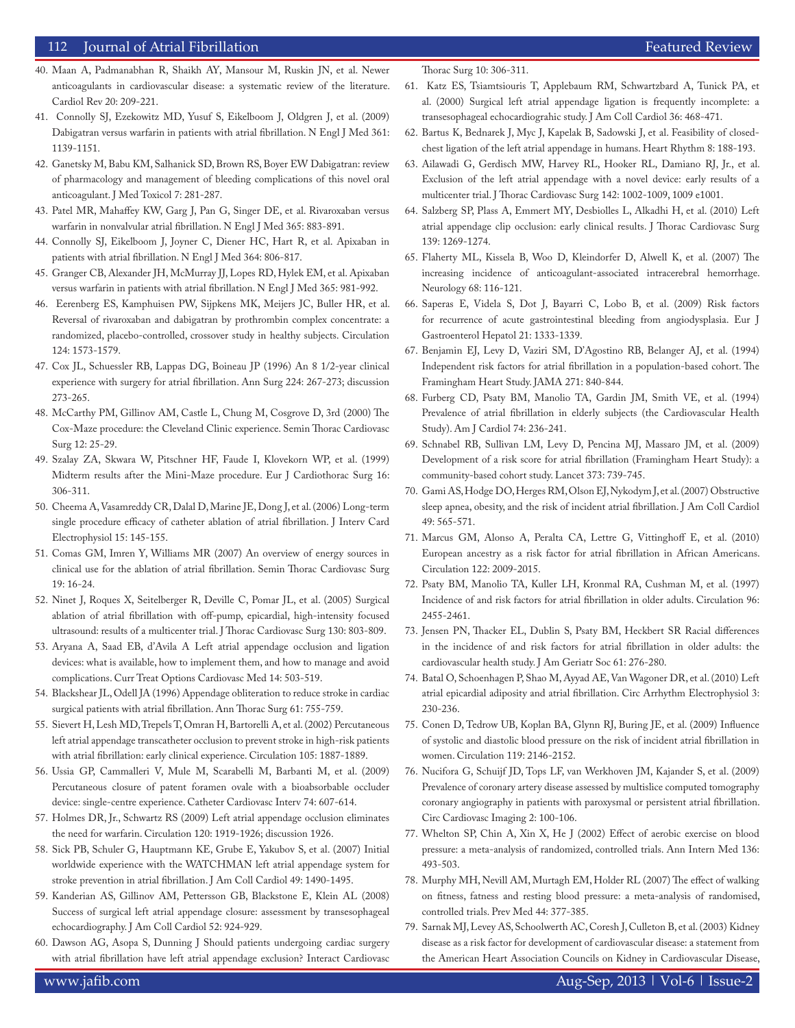40. Maan A, Padmanabhan R, Shaikh AY, Mansour M, Ruskin JN, et al. Newer anticoagulants in cardiovascular disease: a systematic review of the literature. Cardiol Rev 20: 209-221.
41. Connolly SJ, Ezekowitz MD, Yusuf S, Eikelboom J, Oldgren J, et al. (2009) Dabigatran versus warfarin in patients with atrial fibrillation. N Engl J Med 361: 1139-1151.
42. Ganetsky M, Babu KM, Salhanick SD, Brown RS, Boyer EW Dabigatran: review of pharmacology and management of bleeding complications of this novel oral anticoagulant. J Med Toxicol 7: 281-287.
43. Patel MR, Mahaffey KW, Garg J, Pan G, Singer DE, et al. Rivaroxaban versus warfarin in nonvalvular atrial fibrillation. N Engl J Med 365: 883-891.
44. Connolly SJ, Eikelboom J, Joyner C, Diener HC, Hart R, et al. Apixaban in patients with atrial fibrillation. N Engl J Med 364: 806-817.
45. Granger CB, Alexander JH, McMurray JJ, Lopes RD, Hylek EM, et al. Apixaban versus warfarin in patients with atrial fibrillation. N Engl J Med 365: 981-992.
46. Eerenberg ES, Kamphuisen PW, Sijpkens MK, Meijers JC, Buller HR, et al. Reversal of rivaroxaban and dabigatran by prothrombin complex concentrate: a randomized, placebo-controlled, crossover study in healthy subjects. Circulation 124: 1573-1579.
47. Cox JL, Schuessler RB, Lappas DG, Boineau JP (1996) An 8 1/2-year clinical experience with surgery for atrial fibrillation. Ann Surg 224: 267-273; discussion 273-265.
48. McCarthy PM, Gillinov AM, Castle L, Chung M, Cosgrove D, 3rd (2000) The Cox-Maze procedure: the Cleveland Clinic experience. Semin Thorac Cardiovasc Surg 12: 25-29.
49. Szalay ZA, Skwara W, Pitschner HF, Faude I, Klovekorn WP, et al. (1999) Midterm results after the Mini-Maze procedure. Eur J Cardiothorac Surg 16: 306-311.
50. Cheema A, Vasamreddy CR, Dalal D, Marine JE, Dong J, et al. (2006) Long-term single procedure efficacy of catheter ablation of atrial fibrillation. J Interv Card Electrophysiol 15: 145-155.
51. Comas GM, Imren Y, Williams MR (2007) An overview of energy sources in clinical use for the ablation of atrial fibrillation. Semin Thorac Cardiovasc Surg 19: 16-24.
52. Ninet J, Roques X, Seitelberger R, Deville C, Pomar JL, et al. (2005) Surgical ablation of atrial fibrillation with off-pump, epicardial, high-intensity focused ultrasound: results of a multicenter trial. J Thorac Cardiovasc Surg 130: 803-809.
53. Aryana A, Saad EB, d'Avila A Left atrial appendage occlusion and ligation devices: what is available, how to implement them, and how to manage and avoid complications. Curr Treat Options Cardiovasc Med 14: 503-519.
54. Blackshear JL, Odell JA (1996) Appendage obliteration to reduce stroke in cardiac surgical patients with atrial fibrillation. Ann Thorac Surg 61: 755-759.
55. Sievert H, Lesh MD, Trepels T, Omran H, Bartorelli A, et al. (2002) Percutaneous left atrial appendage transcatheter occlusion to prevent stroke in high-risk patients with atrial fibrillation: early clinical experience. Circulation 105: 1887-1889.
56. Ussia GP, Cammalleri V, Mule M, Scarabelli M, Barbanti M, et al. (2009) Percutaneous closure of patent foramen ovale with a bioabsorbable occluder device: single-centre experience. Catheter Cardiovasc Interv 74: 607-614.
57. Holmes DR, Jr., Schwartz RS (2009) Left atrial appendage occlusion eliminates the need for warfarin. Circulation 120: 1919-1926; discussion 1926.
58. Sick PB, Schuler G, Hauptmann KE, Grube E, Yakubov S, et al. (2007) Initial worldwide experience with the WATCHMAN left atrial appendage system for stroke prevention in atrial fibrillation. J Am Coll Cardiol 49: 1490-1495.
59. Kanderian AS, Gillinov AM, Pettersson GB, Blackstone E, Klein AL (2008) Success of surgical left atrial appendage closure: assessment by transesophageal echocardiography. J Am Coll Cardiol 52: 924-929.
60. Dawson AG, Asopa S, Dunning J Should patients undergoing cardiac surgery with atrial fibrillation have left atrial appendage exclusion? Interact Cardiovasc Thorac Surg 10: 306-311.
61. Katz ES, Tsiamtsiouris T, Applebaum RM, Schwartzbard A, Tunick PA, et al. (2000) Surgical left atrial appendage ligation is frequently incomplete: a transesophageal echocardiograhic study. J Am Coll Cardiol 36: 468-471.
62. Bartus K, Bednarek J, Myc J, Kapelak B, Sadowski J, et al. Feasibility of closed-chest ligation of the left atrial appendage in humans. Heart Rhythm 8: 188-193.
63. Ailawadi G, Gerdisch MW, Harvey RL, Hooker RL, Damiano RJ, Jr., et al. Exclusion of the left atrial appendage with a novel device: early results of a multicenter trial. J Thorac Cardiovasc Surg 142: 1002-1009, 1009 e1001.
64. Salzberg SP, Plass A, Emmert MY, Desbiolles L, Alkadhi H, et al. (2010) Left atrial appendage clip occlusion: early clinical results. J Thorac Cardiovasc Surg 139: 1269-1274.
65. Flaherty ML, Kissela B, Woo D, Kleindorfer D, Alwell K, et al. (2007) The increasing incidence of anticoagulant-associated intracerebral hemorrhage. Neurology 68: 116-121.
66. Saperas E, Videla S, Dot J, Bayarri C, Lobo B, et al. (2009) Risk factors for recurrence of acute gastrointestinal bleeding from angiodysplasia. Eur J Gastroenterol Hepatol 21: 1333-1339.
67. Benjamin EJ, Levy D, Vaziri SM, D'Agostino RB, Belanger AJ, et al. (1994) Independent risk factors for atrial fibrillation in a population-based cohort. The Framingham Heart Study. JAMA 271: 840-844.
68. Furberg CD, Psaty BM, Manolio TA, Gardin JM, Smith VE, et al. (1994) Prevalence of atrial fibrillation in elderly subjects (the Cardiovascular Health Study). Am J Cardiol 74: 236-241.
69. Schnabel RB, Sullivan LM, Levy D, Pencina MJ, Massaro JM, et al. (2009) Development of a risk score for atrial fibrillation (Framingham Heart Study): a community-based cohort study. Lancet 373: 739-745.
70. Gami AS, Hodge DO, Herges RM, Olson EJ, Nykodym J, et al. (2007) Obstructive sleep apnea, obesity, and the risk of incident atrial fibrillation. J Am Coll Cardiol 49: 565-571.
71. Marcus GM, Alonso A, Peralta CA, Lettre G, Vittinghoff E, et al. (2010) European ancestry as a risk factor for atrial fibrillation in African Americans. Circulation 122: 2009-2015.
72. Psaty BM, Manolio TA, Kuller LH, Kronmal RA, Cushman M, et al. (1997) Incidence of and risk factors for atrial fibrillation in older adults. Circulation 96: 2455-2461.
73. Jensen PN, Thacker EL, Dublin S, Psaty BM, Heckbert SR Racial differences in the incidence of and risk factors for atrial fibrillation in older adults: the cardiovascular health study. J Am Geriatr Soc 61: 276-280.
74. Batal O, Schoenhagen P, Shao M, Ayyad AE, Van Wagoner DR, et al. (2010) Left atrial epicardial adiposity and atrial fibrillation. Circ Arrhythm Electrophysiol 3: 230-236.
75. Conen D, Tedrow UB, Koplan BA, Glynn RJ, Buring JE, et al. (2009) Influence of systolic and diastolic blood pressure on the risk of incident atrial fibrillation in women. Circulation 119: 2146-2152.
76. Nucifora G, Schuijf JD, Tops LF, van Werkhoven JM, Kajander S, et al. (2009) Prevalence of coronary artery disease assessed by multislice computed tomography coronary angiography in patients with paroxysmal or persistent atrial fibrillation. Circ Cardiovasc Imaging 2: 100-106.
77. Whelton SP, Chin A, Xin X, He J (2002) Effect of aerobic exercise on blood pressure: a meta-analysis of randomized, controlled trials. Ann Intern Med 136: 493-503.
78. Murphy MH, Nevill AM, Murtagh EM, Holder RL (2007) The effect of walking on fitness, fatness and resting blood pressure: a meta-analysis of randomised, controlled trials. Prev Med 44: 377-385.
79. Sarnak MJ, Levey AS, Schoolwerth AC, Coresh J, Culleton B, et al. (2003) Kidney disease as a risk factor for development of cardiovascular disease: a statement from the American Heart Association Councils on Kidney in Cardiovascular Disease,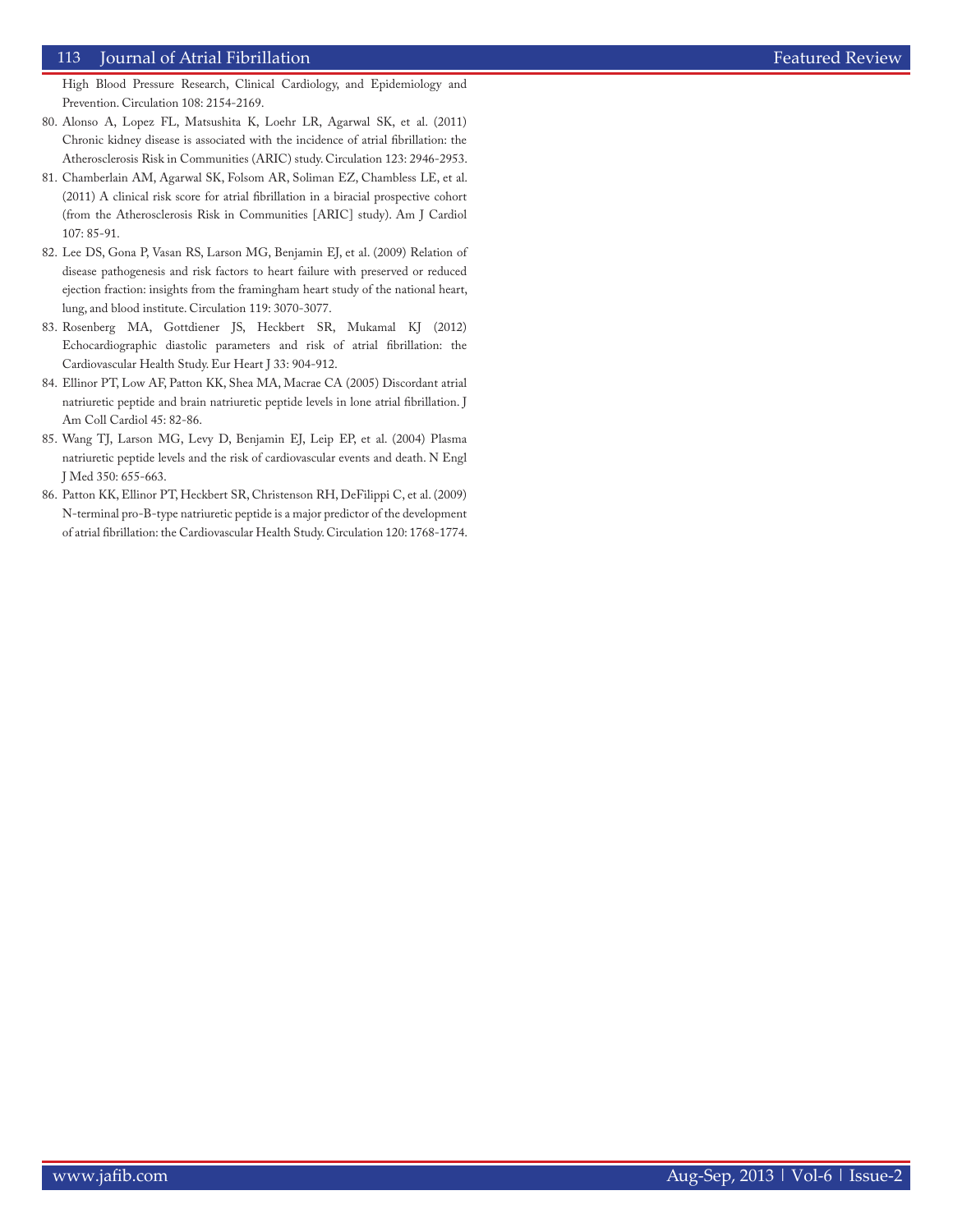High Blood Pressure Research, Clinical Cardiology, and Epidemiology and Prevention. Circulation 108: 2154-2169.

80. Alonso A, Lopez FL, Matsushita K, Loehr LR, Agarwal SK, et al. (2011) Chronic kidney disease is associated with the incidence of atrial fibrillation: the Atherosclerosis Risk in Communities (ARIC) study. Circulation 123: 2946-2953.
81. Chamberlain AM, Agarwal SK, Folsom AR, Soliman EZ, Chambless LE, et al. (2011) A clinical risk score for atrial fibrillation in a biracial prospective cohort (from the Atherosclerosis Risk in Communities [ARIC] study). Am J Cardiol 107: 85-91.
82. Lee DS, Gona P, Vasan RS, Larson MG, Benjamin EJ, et al. (2009) Relation of disease pathogenesis and risk factors to heart failure with preserved or reduced ejection fraction: insights from the framingham heart study of the national heart, lung, and blood institute. Circulation 119: 3070-3077.
83. Rosenberg MA, Gottdiener JS, Heckbert SR, Mukamal KJ (2012) Echocardiographic diastolic parameters and risk of atrial fibrillation: the Cardiovascular Health Study. Eur Heart J 33: 904-912.
84. Ellinor PT, Low AF, Patton KK, Shea MA, Macrae CA (2005) Discordant atrial natriuretic peptide and brain natriuretic peptide levels in lone atrial fibrillation. J Am Coll Cardiol 45: 82-86.
85. Wang TJ, Larson MG, Levy D, Benjamin EJ, Leip EP, et al. (2004) Plasma natriuretic peptide levels and the risk of cardiovascular events and death. N Engl J Med 350: 655-663.
86. Patton KK, Ellinor PT, Heckbert SR, Christenson RH, DeFilippi C, et al. (2009) N-terminal pro-B-type natriuretic peptide is a major predictor of the development of atrial fibrillation: the Cardiovascular Health Study. Circulation 120: 1768-1774.